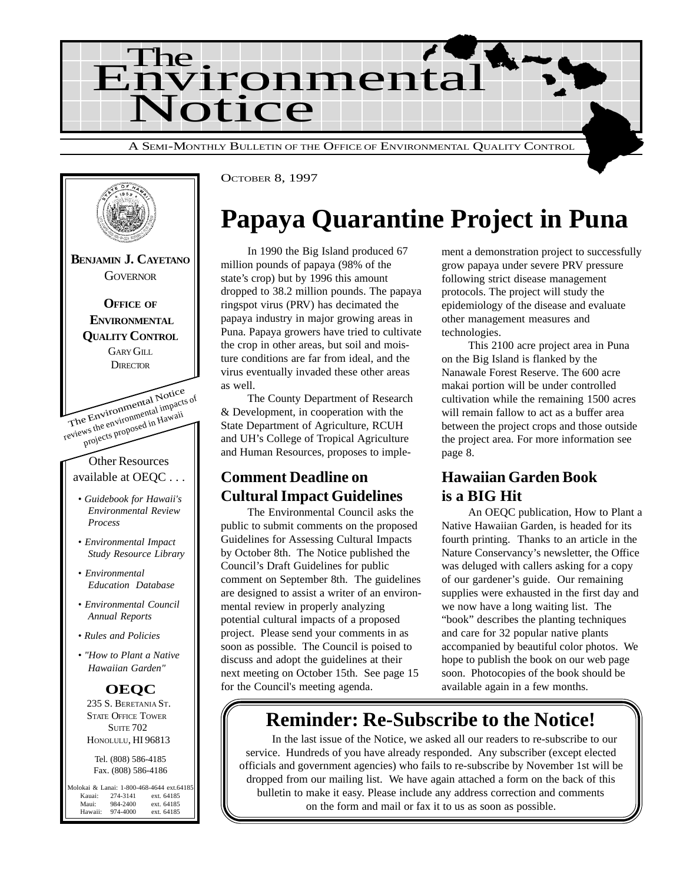# The Environmental Notice

A SEMI-MONTHLY BULLETIN OF THE OFFICE OF ENVIRONMENTAL QUALITY CONTROL

**BENJAMIN J. CAYETANO**
GOVERNOR

**OFFICE OF ENVIRONMENTAL QUALITY CONTROL**
GARY GILL
DIRECTOR

The Environmental Notice reviews the environmental impacts of projects proposed in Hawaii

Other Resources available at OEQC . . .

- *Guidebook for Hawaii's Environmental Review Process*
- *Environmental Impact Study Resource Library*
- *Environmental Education Database*
- *Environmental Council Annual Reports*
- *Rules and Policies*
- *"How to Plant a Native Hawaiian Garden"*

**OEQC**
235 S. BERETANIA ST.
STATE OFFICE TOWER
SUITE 702
HONOLULU, HI 96813

Tel. (808) 586-4185
Fax. (808) 586-4186

Molokai & Lanai: 1-800-468-4644 ext.64185
Kauai: 274-3141 ext. 64185
Maui: 984-2400 ext. 64185
Hawaii: 974-4000 ext. 64185

OCTOBER 8, 1997

# Papaya Quarantine Project in Puna

In 1990 the Big Island produced 67 million pounds of papaya (98% of the state's crop) but by 1996 this amount dropped to 38.2 million pounds. The papaya ringspot virus (PRV) has decimated the papaya industry in major growing areas in Puna. Papaya growers have tried to cultivate the crop in other areas, but soil and moisture conditions are far from ideal, and the virus eventually invaded these other areas as well.

The County Department of Research & Development, in cooperation with the State Department of Agriculture, RCUH and UH's College of Tropical Agriculture and Human Resources, proposes to implement a demonstration project to successfully grow papaya under severe PRV pressure following strict disease management protocols. The project will study the epidemiology of the disease and evaluate other management measures and technologies.

This 2100 acre project area in Puna on the Big Island is flanked by the Nanawale Forest Reserve. The 600 acre makai portion will be under controlled cultivation while the remaining 1500 acres will remain fallow to act as a buffer area between the project crops and those outside the project area. For more information see page 8.

## Comment Deadline on Cultural Impact Guidelines

The Environmental Council asks the public to submit comments on the proposed Guidelines for Assessing Cultural Impacts by October 8th. The Notice published the Council's Draft Guidelines for public comment on September 8th. The guidelines are designed to assist a writer of an environmental review in properly analyzing potential cultural impacts of a proposed project. Please send your comments in as soon as possible. The Council is poised to discuss and adopt the guidelines at their next meeting on October 15th. See page 15 for the Council's meeting agenda.

## Hawaiian Garden Book is a BIG Hit

An OEQC publication, How to Plant a Native Hawaiian Garden, is headed for its fourth printing. Thanks to an article in the Nature Conservancy's newsletter, the Office was deluged with callers asking for a copy of our gardener's guide. Our remaining supplies were exhausted in the first day and we now have a long waiting list. The "book" describes the planting techniques and care for 32 popular native plants accompanied by beautiful color photos. We hope to publish the book on our web page soon. Photocopies of the book should be available again in a few months.

## Reminder: Re-Subscribe to the Notice!

In the last issue of the Notice, we asked all our readers to re-subscribe to our service. Hundreds of you have already responded. Any subscriber (except elected officials and government agencies) who fails to re-subscribe by November 1st will be dropped from our mailing list. We have again attached a form on the back of this bulletin to make it easy. Please include any address correction and comments on the form and mail or fax it to us as soon as possible.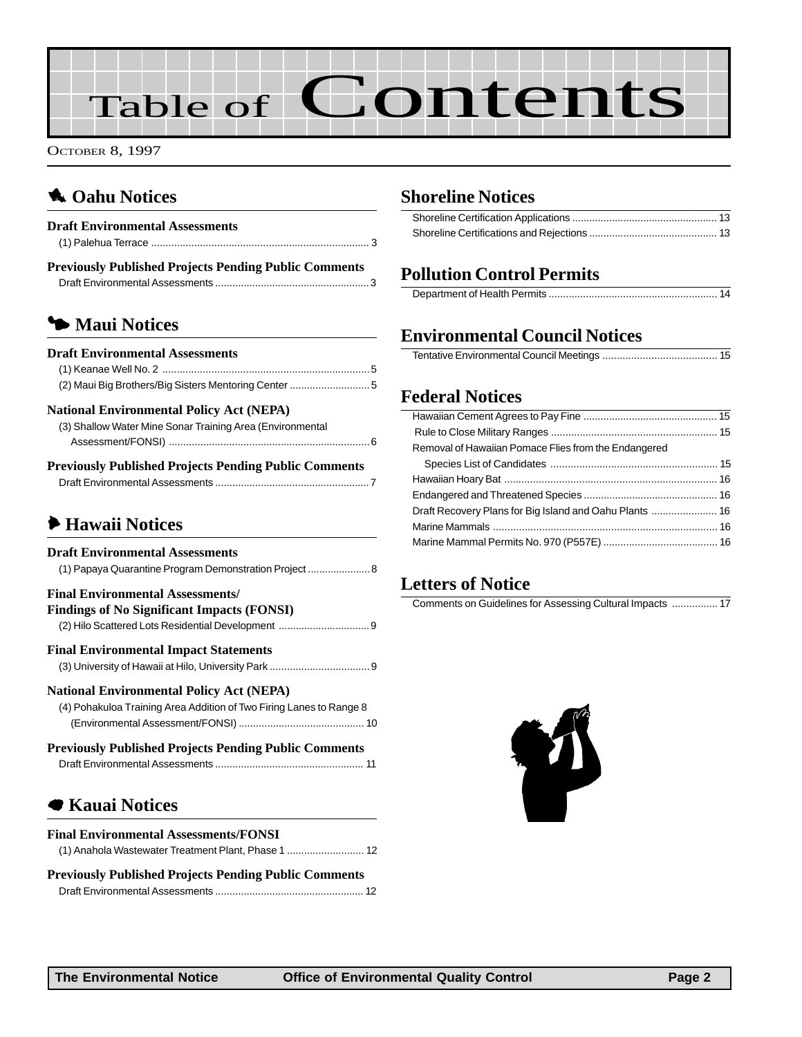# Table of Contents

OCTOBER 8, 1997

## Oahu Notices

### Draft Environmental Assessments

(1) Palehua Terrace ........ 3

### Previously Published Projects Pending Public Comments

Draft Environmental Assessments ........ 3

## Maui Notices

### Draft Environmental Assessments

(1) Keanae Well No. 2 ........ 5

(2) Maui Big Brothers/Big Sisters Mentoring Center ........ 5

### National Environmental Policy Act (NEPA)

(3) Shallow Water Mine Sonar Training Area (Environmental Assessment/FONSI) ........ 6

### Previously Published Projects Pending Public Comments

Draft Environmental Assessments ........ 7

## Hawaii Notices

### Draft Environmental Assessments

(1) Papaya Quarantine Program Demonstration Project ........ 8

### Final Environmental Assessments/ Findings of No Significant Impacts (FONSI)

(2) Hilo Scattered Lots Residential Development ........ 9

### Final Environmental Impact Statements

(3) University of Hawaii at Hilo, University Park ........ 9

### National Environmental Policy Act (NEPA)

(4) Pohakuloa Training Area Addition of Two Firing Lanes to Range 8 (Environmental Assessment/FONSI) ........ 10

### Previously Published Projects Pending Public Comments

Draft Environmental Assessments ........ 11

## Kauai Notices

### Final Environmental Assessments/FONSI

(1) Anahola Wastewater Treatment Plant, Phase 1 ........ 12

### Previously Published Projects Pending Public Comments

Draft Environmental Assessments ........ 12

## Shoreline Notices

Shoreline Certification Applications ........ 13

Shoreline Certifications and Rejections ........ 13

## Pollution Control Permits

Department of Health Permits ........ 14

## Environmental Council Notices

Tentative Environmental Council Meetings ........ 15

## Federal Notices

Hawaiian Cement Agrees to Pay Fine ........ 15

Rule to Close Military Ranges ........ 15

Removal of Hawaiian Pomace Flies from the Endangered Species List of Candidates ........ 15

Hawaiian Hoary Bat ........ 16

Endangered and Threatened Species ........ 16

Draft Recovery Plans for Big Island and Oahu Plants ........ 16

Marine Mammals ........ 16

Marine Mammal Permits No. 970 (P557E) ........ 16

## Letters of Notice

Comments on Guidelines for Assessing Cultural Impacts ........ 17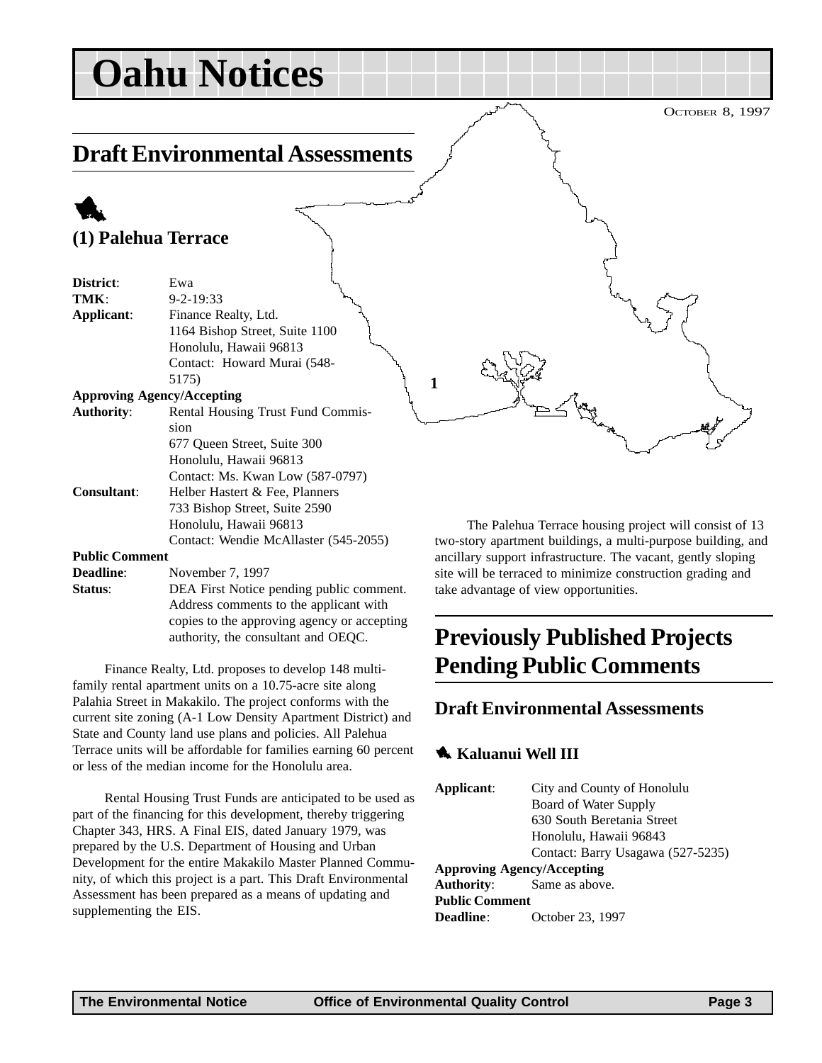# Oahu Notices

OCTOBER 8, 1997

## Draft Environmental Assessments

### (1) Palehua Terrace

**District**: Ewa
**TMK**: 9-2-19:33
**Applicant**: Finance Realty, Ltd.
1164 Bishop Street, Suite 1100
Honolulu, Hawaii 96813
Contact: Howard Murai (548-5175)

**Approving Agency/Accepting Authority**: Rental Housing Trust Fund Commission
677 Queen Street, Suite 300
Honolulu, Hawaii 96813
Contact: Ms. Kwan Low (587-0797)

**Consultant**: Helber Hastert & Fee, Planners
733 Bishop Street, Suite 2590
Honolulu, Hawaii 96813
Contact: Wendie McAllaster (545-2055)

**Public Comment Deadline**: November 7, 1997

**Status**: DEA First Notice pending public comment. Address comments to the applicant with copies to the approving agency or accepting authority, the consultant and OEQC.

Finance Realty, Ltd. proposes to develop 148 multi-family rental apartment units on a 10.75-acre site along Palahia Street in Makakilo. The project conforms with the current site zoning (A-1 Low Density Apartment District) and State and County land use plans and policies. All Palehua Terrace units will be affordable for families earning 60 percent or less of the median income for the Honolulu area.

Rental Housing Trust Funds are anticipated to be used as part of the financing for this development, thereby triggering Chapter 343, HRS. A Final EIS, dated January 1979, was prepared by the U.S. Department of Housing and Urban Development for the entire Makakilo Master Planned Community, of which this project is a part. This Draft Environmental Assessment has been prepared as a means of updating and supplementing the EIS.

The Palehua Terrace housing project will consist of 13 two-story apartment buildings, a multi-purpose building, and ancillary support infrastructure. The vacant, gently sloping site will be terraced to minimize construction grading and take advantage of view opportunities.

## Previously Published Projects Pending Public Comments

### Draft Environmental Assessments

#### Kaluanui Well III

**Applicant**: City and County of Honolulu
Board of Water Supply
630 South Beretania Street
Honolulu, Hawaii 96843
Contact: Barry Usagawa (527-5235)

**Approving Agency/Accepting Authority**: Same as above.

**Public Comment Deadline**: October 23, 1997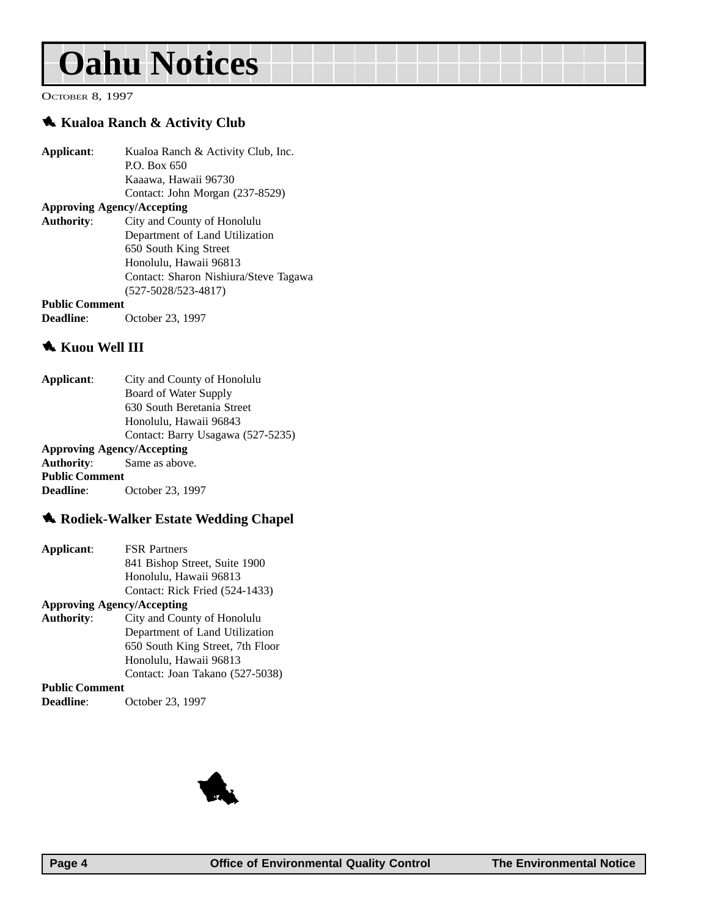# Oahu Notices

October 8, 1997

## Kualoa Ranch & Activity Club

**Applicant**: Kualoa Ranch & Activity Club, Inc.
P.O. Box 650
Kaaawa, Hawaii 96730
Contact: John Morgan (237-8529)

**Approving Agency/Accepting Authority**: City and County of Honolulu
Department of Land Utilization
650 South King Street
Honolulu, Hawaii 96813
Contact: Sharon Nishiura/Steve Tagawa (527-5028/523-4817)

**Public Comment Deadline**: October 23, 1997

## Kuou Well III

**Applicant**: City and County of Honolulu
Board of Water Supply
630 South Beretania Street
Honolulu, Hawaii 96843
Contact: Barry Usagawa (527-5235)

**Approving Agency/Accepting Authority**: Same as above.

**Public Comment Deadline**: October 23, 1997

## Rodiek-Walker Estate Wedding Chapel

**Applicant**: FSR Partners
841 Bishop Street, Suite 1900
Honolulu, Hawaii 96813
Contact: Rick Fried (524-1433)

**Approving Agency/Accepting Authority**: City and County of Honolulu
Department of Land Utilization
650 South King Street, 7th Floor
Honolulu, Hawaii 96813
Contact: Joan Takano (527-5038)

**Public Comment Deadline**: October 23, 1997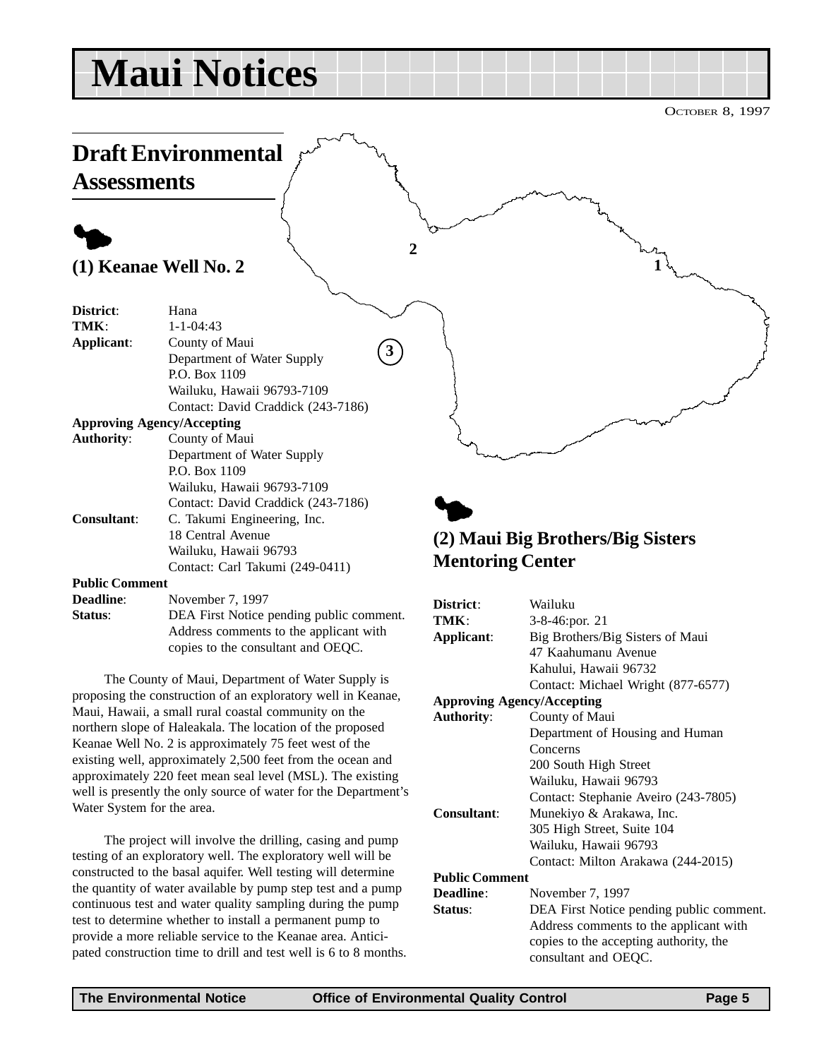# Maui Notices

October 8, 1997

## Draft Environmental Assessments

### (1) Keanae Well No. 2

**District**: Hana
**TMK**: 1-1-04:43
**Applicant**: County of Maui
Department of Water Supply
P.O. Box 1109
Wailuku, Hawaii 96793-7109
Contact: David Craddick (243-7186)
**Approving Agency/Accepting Authority**: County of Maui
Department of Water Supply
P.O. Box 1109
Wailuku, Hawaii 96793-7109
Contact: David Craddick (243-7186)
**Consultant**: C. Takumi Engineering, Inc.
18 Central Avenue
Wailuku, Hawaii 96793
Contact: Carl Takumi (249-0411)
**Public Comment Deadline**: November 7, 1997
**Status**: DEA First Notice pending public comment. Address comments to the applicant with copies to the consultant and OEQC.

The County of Maui, Department of Water Supply is proposing the construction of an exploratory well in Keanae, Maui, Hawaii, a small rural coastal community on the northern slope of Haleakala. The location of the proposed Keanae Well No. 2 is approximately 75 feet west of the existing well, approximately 2,500 feet from the ocean and approximately 220 feet mean seal level (MSL). The existing well is presently the only source of water for the Department's Water System for the area.

The project will involve the drilling, casing and pump testing of an exploratory well. The exploratory well will be constructed to the basal aquifer. Well testing will determine the quantity of water available by pump step test and a pump continuous test and water quality sampling during the pump test to determine whether to install a permanent pump to provide a more reliable service to the Keanae area. Anticipated construction time to drill and test well is 6 to 8 months.

### (2) Maui Big Brothers/Big Sisters Mentoring Center

**District**: Wailuku
**TMK**: 3-8-46:por. 21
**Applicant**: Big Brothers/Big Sisters of Maui
47 Kaahumanu Avenue
Kahului, Hawaii 96732
Contact: Michael Wright (877-6577)
**Approving Agency/Accepting Authority**: County of Maui
Department of Housing and Human Concerns
200 South High Street
Wailuku, Hawaii 96793
Contact: Stephanie Aveiro (243-7805)
**Consultant**: Munekiyo & Arakawa, Inc.
305 High Street, Suite 104
Wailuku, Hawaii 96793
Contact: Milton Arakawa (244-2015)
**Public Comment Deadline**: November 7, 1997
**Status**: DEA First Notice pending public comment. Address comments to the applicant with copies to the accepting authority, the consultant and OEQC.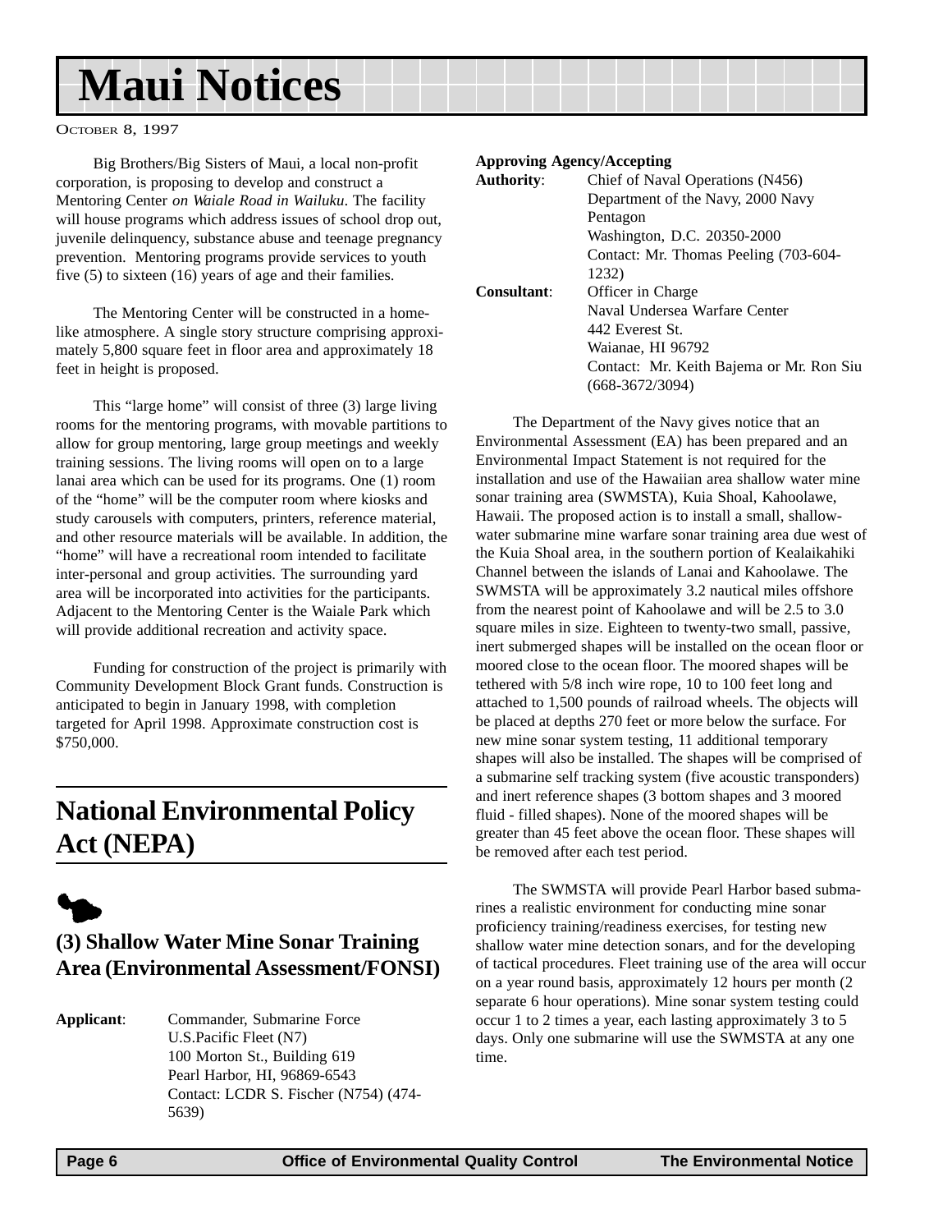# Maui Notices

OCTOBER 8, 1997

Big Brothers/Big Sisters of Maui, a local non-profit corporation, is proposing to develop and construct a Mentoring Center *on Waiale Road in Wailuku*. The facility will house programs which address issues of school drop out, juvenile delinquency, substance abuse and teenage pregnancy prevention. Mentoring programs provide services to youth five (5) to sixteen (16) years of age and their families.

The Mentoring Center will be constructed in a home-like atmosphere. A single story structure comprising approximately 5,800 square feet in floor area and approximately 18 feet in height is proposed.

This "large home" will consist of three (3) large living rooms for the mentoring programs, with movable partitions to allow for group mentoring, large group meetings and weekly training sessions. The living rooms will open on to a large lanai area which can be used for its programs. One (1) room of the "home" will be the computer room where kiosks and study carousels with computers, printers, reference material, and other resource materials will be available. In addition, the "home" will have a recreational room intended to facilitate inter-personal and group activities. The surrounding yard area will be incorporated into activities for the participants. Adjacent to the Mentoring Center is the Waiale Park which will provide additional recreation and activity space.

Funding for construction of the project is primarily with Community Development Block Grant funds. Construction is anticipated to begin in January 1998, with completion targeted for April 1998. Approximate construction cost is $750,000.

## National Environmental Policy Act (NEPA)

### (3) Shallow Water Mine Sonar Training Area (Environmental Assessment/FONSI)

**Applicant**: Commander, Submarine Force
U.S.Pacific Fleet (N7)
100 Morton St., Building 619
Pearl Harbor, HI, 96869-6543
Contact: LCDR S. Fischer (N754) (474-5639)

**Approving Agency/Accepting Authority**: Chief of Naval Operations (N456)
Department of the Navy, 2000 Navy Pentagon
Washington, D.C. 20350-2000
Contact: Mr. Thomas Peeling (703-604-1232)

**Consultant**: Officer in Charge
Naval Undersea Warfare Center
442 Everest St.
Waianae, HI 96792
Contact: Mr. Keith Bajema or Mr. Ron Siu (668-3672/3094)

The Department of the Navy gives notice that an Environmental Assessment (EA) has been prepared and an Environmental Impact Statement is not required for the installation and use of the Hawaiian area shallow water mine sonar training area (SWMSTA), Kuia Shoal, Kahoolawe, Hawaii. The proposed action is to install a small, shallow-water submarine mine warfare sonar training area due west of the Kuia Shoal area, in the southern portion of Kealaikahiki Channel between the islands of Lanai and Kahoolawe. The SWMSTA will be approximately 3.2 nautical miles offshore from the nearest point of Kahoolawe and will be 2.5 to 3.0 square miles in size. Eighteen to twenty-two small, passive, inert submerged shapes will be installed on the ocean floor or moored close to the ocean floor. The moored shapes will be tethered with 5/8 inch wire rope, 10 to 100 feet long and attached to 1,500 pounds of railroad wheels. The objects will be placed at depths 270 feet or more below the surface. For new mine sonar system testing, 11 additional temporary shapes will also be installed. The shapes will be comprised of a submarine self tracking system (five acoustic transponders) and inert reference shapes (3 bottom shapes and 3 moored fluid - filled shapes). None of the moored shapes will be greater than 45 feet above the ocean floor. These shapes will be removed after each test period.

The SWMSTA will provide Pearl Harbor based submarines a realistic environment for conducting mine sonar proficiency training/readiness exercises, for testing new shallow water mine detection sonars, and for the developing of tactical procedures. Fleet training use of the area will occur on a year round basis, approximately 12 hours per month (2 separate 6 hour operations). Mine sonar system testing could occur 1 to 2 times a year, each lasting approximately 3 to 5 days. Only one submarine will use the SWMSTA at any one time.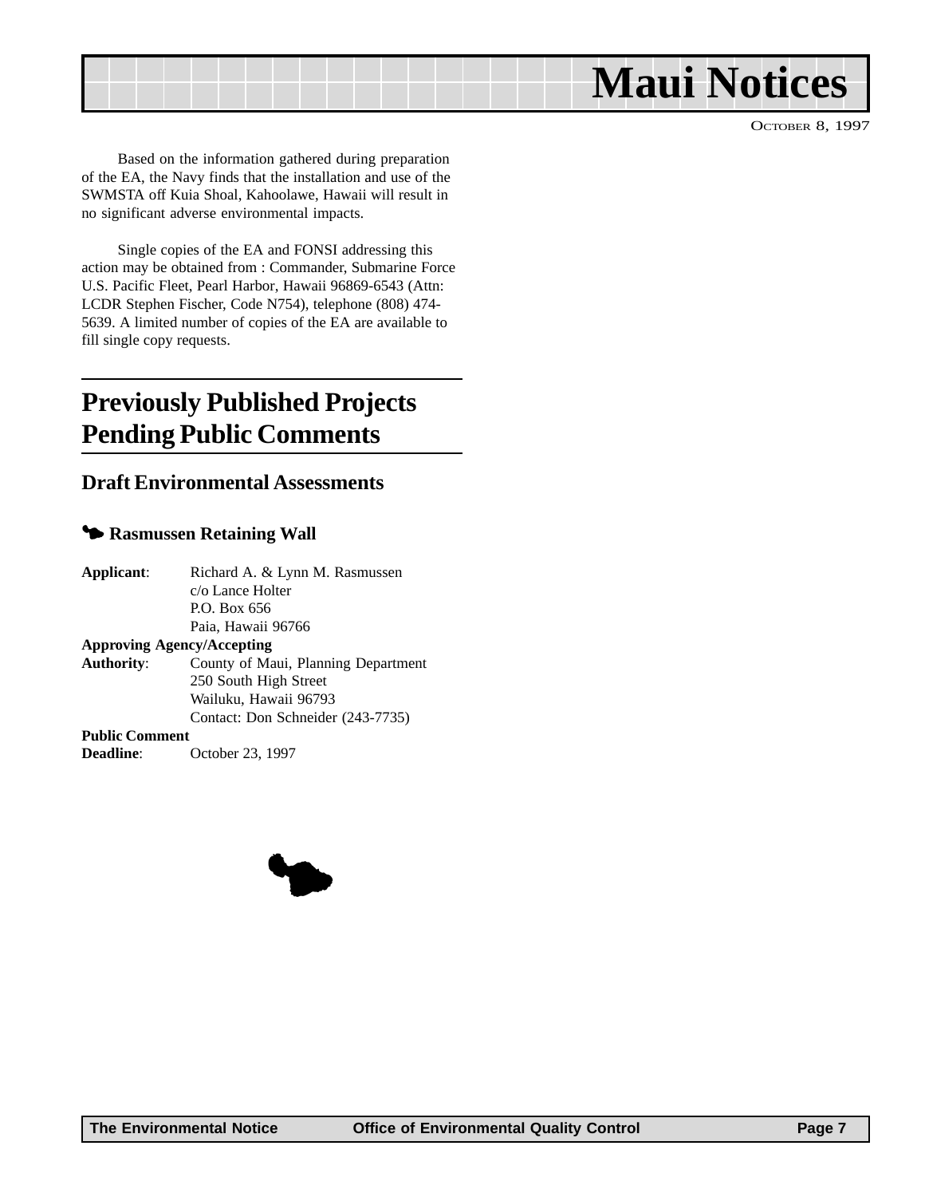Based on the information gathered during preparation of the EA, the Navy finds that the installation and use of the SWMSTA off Kuia Shoal, Kahoolawe, Hawaii will result in no significant adverse environmental impacts.

Single copies of the EA and FONSI addressing this action may be obtained from : Commander, Submarine Force U.S. Pacific Fleet, Pearl Harbor, Hawaii 96869-6543 (Attn: LCDR Stephen Fischer, Code N754), telephone (808) 474-5639. A limited number of copies of the EA are available to fill single copy requests.

## Previously Published Projects Pending Public Comments

### Draft Environmental Assessments

#### Rasmussen Retaining Wall

**Applicant**: Richard A. & Lynn M. Rasmussen
c/o Lance Holter
P.O. Box 656
Paia, Hawaii 96766

**Approving Agency/Accepting Authority**: County of Maui, Planning Department
250 South High Street
Wailuku, Hawaii 96793
Contact: Don Schneider (243-7735)

**Public Comment Deadline**: October 23, 1997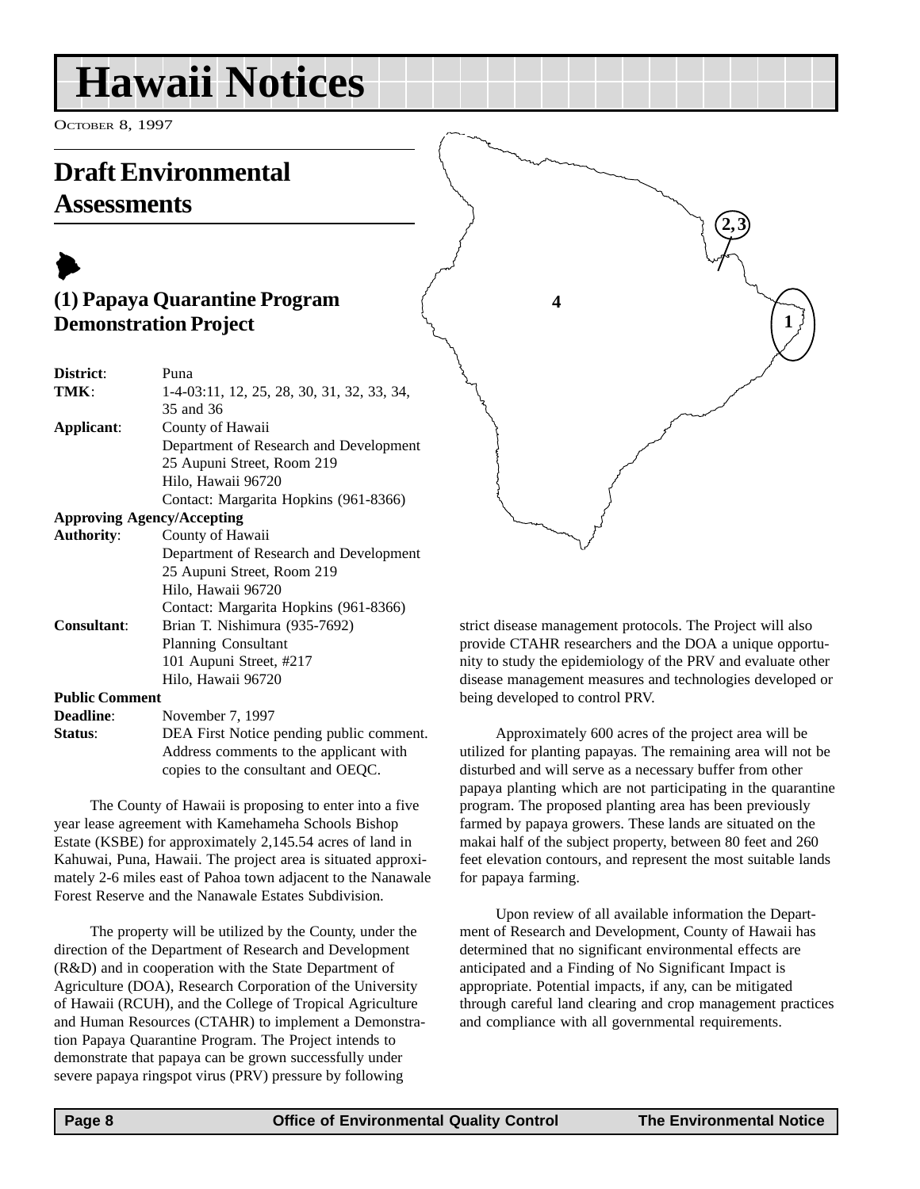# Hawaii Notices

October 8, 1997

## Draft Environmental Assessments

### (1) Papaya Quarantine Program Demonstration Project

**District**: Puna
**TMK**: 1-4-03:11, 12, 25, 28, 30, 31, 32, 33, 34, 35 and 36
**Applicant**: County of Hawaii
Department of Research and Development
25 Aupuni Street, Room 219
Hilo, Hawaii 96720
Contact: Margarita Hopkins (961-8366)

**Approving Agency/Accepting Authority**: County of Hawaii
Department of Research and Development
25 Aupuni Street, Room 219
Hilo, Hawaii 96720
Contact: Margarita Hopkins (961-8366)

**Consultant**: Brian T. Nishimura (935-7692)
Planning Consultant
101 Aupuni Street, #217
Hilo, Hawaii 96720

**Public Comment Deadline**: November 7, 1997
**Status**: DEA First Notice pending public comment. Address comments to the applicant with copies to the consultant and OEQC.

The County of Hawaii is proposing to enter into a five year lease agreement with Kamehameha Schools Bishop Estate (KSBE) for approximately 2,145.54 acres of land in Kahuwai, Puna, Hawaii. The project area is situated approximately 2-6 miles east of Pahoa town adjacent to the Nanawale Forest Reserve and the Nanawale Estates Subdivision.

The property will be utilized by the County, under the direction of the Department of Research and Development (R&D) and in cooperation with the State Department of Agriculture (DOA), Research Corporation of the University of Hawaii (RCUH), and the College of Tropical Agriculture and Human Resources (CTAHR) to implement a Demonstration Papaya Quarantine Program. The Project intends to demonstrate that papaya can be grown successfully under severe papaya ringspot virus (PRV) pressure by following strict disease management protocols. The Project will also provide CTAHR researchers and the DOA a unique opportunity to study the epidemiology of the PRV and evaluate other disease management measures and technologies developed or being developed to control PRV.

Approximately 600 acres of the project area will be utilized for planting papayas. The remaining area will not be disturbed and will serve as a necessary buffer from other papaya planting which are not participating in the quarantine program. The proposed planting area has been previously farmed by papaya growers. These lands are situated on the makai half of the subject property, between 80 feet and 260 feet elevation contours, and represent the most suitable lands for papaya farming.

Upon review of all available information the Department of Research and Development, County of Hawaii has determined that no significant environmental effects are anticipated and a Finding of No Significant Impact is appropriate. Potential impacts, if any, can be mitigated through careful land clearing and crop management practices and compliance with all governmental requirements.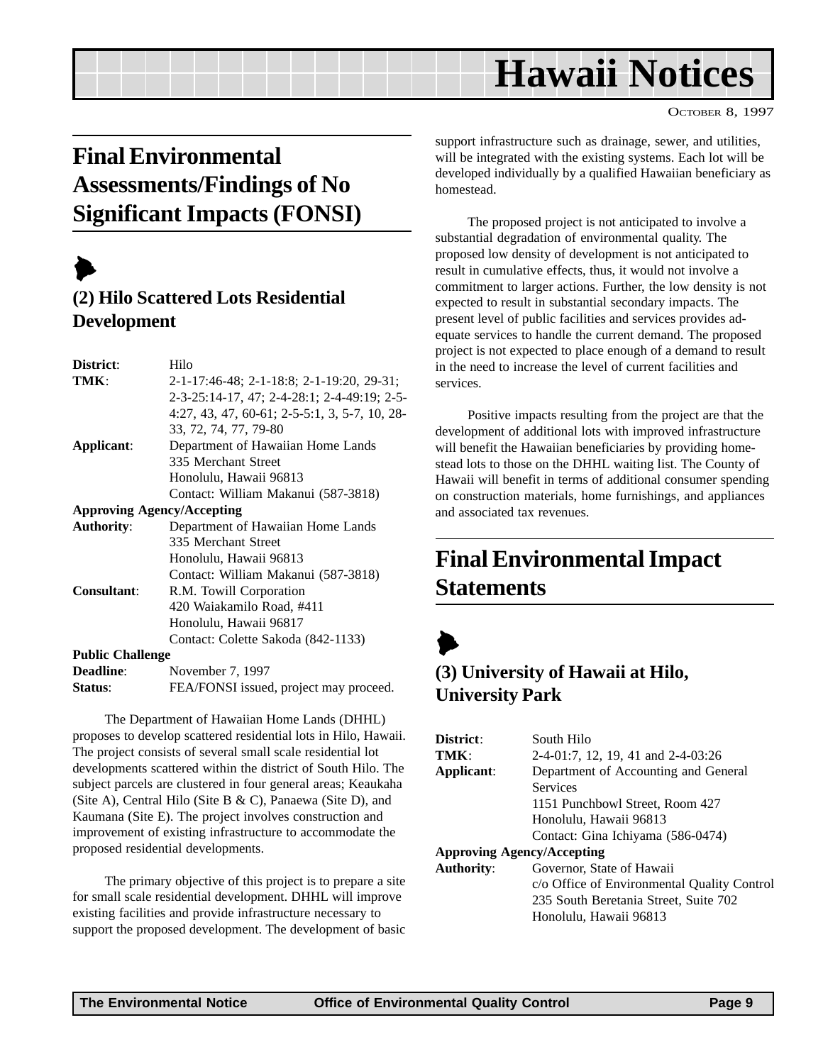## Final Environmental Assessments/Findings of No Significant Impacts (FONSI)

### (2) Hilo Scattered Lots Residential Development

**District**: Hilo

**TMK**: 2-1-17:46-48; 2-1-18:8; 2-1-19:20, 29-31; 2-3-25:14-17, 47; 2-4-28:1; 2-4-49:19; 2-5-4:27, 43, 47, 60-61; 2-5-5:1, 3, 5-7, 10, 28-33, 72, 74, 77, 79-80

**Applicant**: Department of Hawaiian Home Lands
335 Merchant Street
Honolulu, Hawaii 96813
Contact: William Makanui (587-3818)

**Approving Agency/Accepting Authority**: Department of Hawaiian Home Lands
335 Merchant Street
Honolulu, Hawaii 96813
Contact: William Makanui (587-3818)

**Consultant**: R.M. Towill Corporation
420 Waiakamilo Road, #411
Honolulu, Hawaii 96817
Contact: Colette Sakoda (842-1133)

**Public Challenge Deadline**: November 7, 1997

**Status**: FEA/FONSI issued, project may proceed.

The Department of Hawaiian Home Lands (DHHL) proposes to develop scattered residential lots in Hilo, Hawaii. The project consists of several small scale residential lot developments scattered within the district of South Hilo. The subject parcels are clustered in four general areas; Keaukaha (Site A), Central Hilo (Site B & C), Panaewa (Site D), and Kaumana (Site E). The project involves construction and improvement of existing infrastructure to accommodate the proposed residential developments.

The primary objective of this project is to prepare a site for small scale residential development. DHHL will improve existing facilities and provide infrastructure necessary to support the proposed development. The development of basic support infrastructure such as drainage, sewer, and utilities, will be integrated with the existing systems. Each lot will be developed individually by a qualified Hawaiian beneficiary as homestead.

The proposed project is not anticipated to involve a substantial degradation of environmental quality. The proposed low density of development is not anticipated to result in cumulative effects, thus, it would not involve a commitment to larger actions. Further, the low density is not expected to result in substantial secondary impacts. The present level of public facilities and services provides adequate services to handle the current demand. The proposed project is not expected to place enough of a demand to result in the need to increase the level of current facilities and services.

Positive impacts resulting from the project are that the development of additional lots with improved infrastructure will benefit the Hawaiian beneficiaries by providing homestead lots to those on the DHHL waiting list. The County of Hawaii will benefit in terms of additional consumer spending on construction materials, home furnishings, and appliances and associated tax revenues.

## Final Environmental Impact Statements

### (3) University of Hawaii at Hilo, University Park

**District**: South Hilo

**TMK**: 2-4-01:7, 12, 19, 41 and 2-4-03:26

**Applicant**: Department of Accounting and General Services
1151 Punchbowl Street, Room 427
Honolulu, Hawaii 96813
Contact: Gina Ichiyama (586-0474)

**Approving Agency/Accepting Authority**: Governor, State of Hawaii
c/o Office of Environmental Quality Control
235 South Beretania Street, Suite 702
Honolulu, Hawaii 96813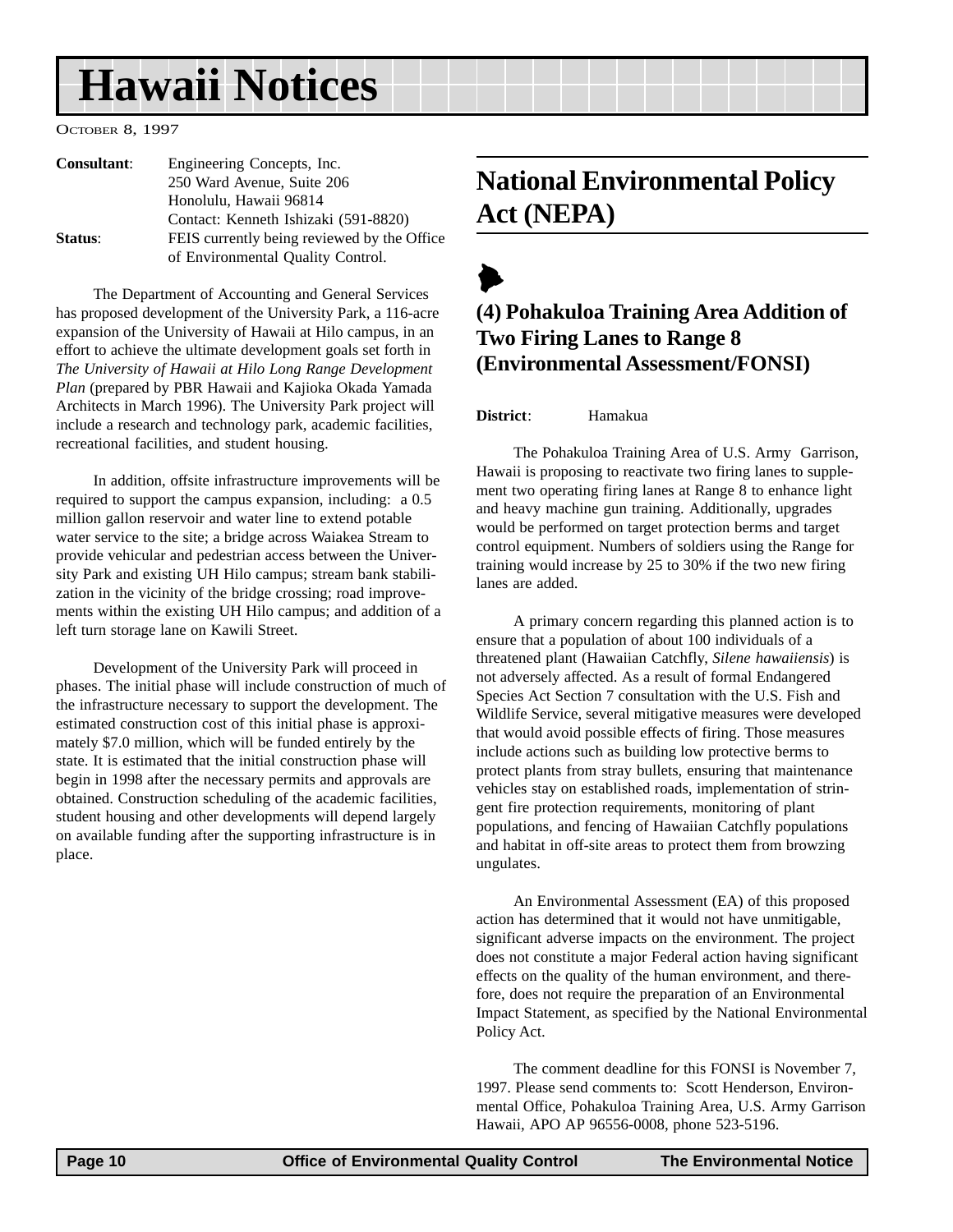| | |
|---|---|
| **Consultant**: | Engineering Concepts, Inc.<br>250 Ward Avenue, Suite 206<br>Honolulu, Hawaii 96814<br>Contact: Kenneth Ishizaki (591-8820) |
| **Status**: | FEIS currently being reviewed by the Office of Environmental Quality Control. |

The Department of Accounting and General Services has proposed development of the University Park, a 116-acre expansion of the University of Hawaii at Hilo campus, in an effort to achieve the ultimate development goals set forth in *The University of Hawaii at Hilo Long Range Development Plan* (prepared by PBR Hawaii and Kajioka Okada Yamada Architects in March 1996). The University Park project will include a research and technology park, academic facilities, recreational facilities, and student housing.

In addition, offsite infrastructure improvements will be required to support the campus expansion, including: a 0.5 million gallon reservoir and water line to extend potable water service to the site; a bridge across Waiakea Stream to provide vehicular and pedestrian access between the University Park and existing UH Hilo campus; stream bank stabilization in the vicinity of the bridge crossing; road improvements within the existing UH Hilo campus; and addition of a left turn storage lane on Kawili Street.

Development of the University Park will proceed in phases. The initial phase will include construction of much of the infrastructure necessary to support the development. The estimated construction cost of this initial phase is approximately $7.0 million, which will be funded entirely by the state. It is estimated that the initial construction phase will begin in 1998 after the necessary permits and approvals are obtained. Construction scheduling of the academic facilities, student housing and other developments will depend largely on available funding after the supporting infrastructure is in place.

## National Environmental Policy Act (NEPA)

### (4) Pohakuloa Training Area Addition of Two Firing Lanes to Range 8 (Environmental Assessment/FONSI)

**District**: Hamakua

The Pohakuloa Training Area of U.S. Army Garrison, Hawaii is proposing to reactivate two firing lanes to supplement two operating firing lanes at Range 8 to enhance light and heavy machine gun training. Additionally, upgrades would be performed on target protection berms and target control equipment. Numbers of soldiers using the Range for training would increase by 25 to 30% if the two new firing lanes are added.

A primary concern regarding this planned action is to ensure that a population of about 100 individuals of a threatened plant (Hawaiian Catchfly, *Silene hawaiiensis*) is not adversely affected. As a result of formal Endangered Species Act Section 7 consultation with the U.S. Fish and Wildlife Service, several mitigative measures were developed that would avoid possible effects of firing. Those measures include actions such as building low protective berms to protect plants from stray bullets, ensuring that maintenance vehicles stay on established roads, implementation of stringent fire protection requirements, monitoring of plant populations, and fencing of Hawaiian Catchfly populations and habitat in off-site areas to protect them from browzing ungulates.

An Environmental Assessment (EA) of this proposed action has determined that it would not have unmitigable, significant adverse impacts on the environment. The project does not constitute a major Federal action having significant effects on the quality of the human environment, and therefore, does not require the preparation of an Environmental Impact Statement, as specified by the National Environmental Policy Act.

The comment deadline for this FONSI is November 7, 1997. Please send comments to: Scott Henderson, Environmental Office, Pohakuloa Training Area, U.S. Army Garrison Hawaii, APO AP 96556-0008, phone 523-5196.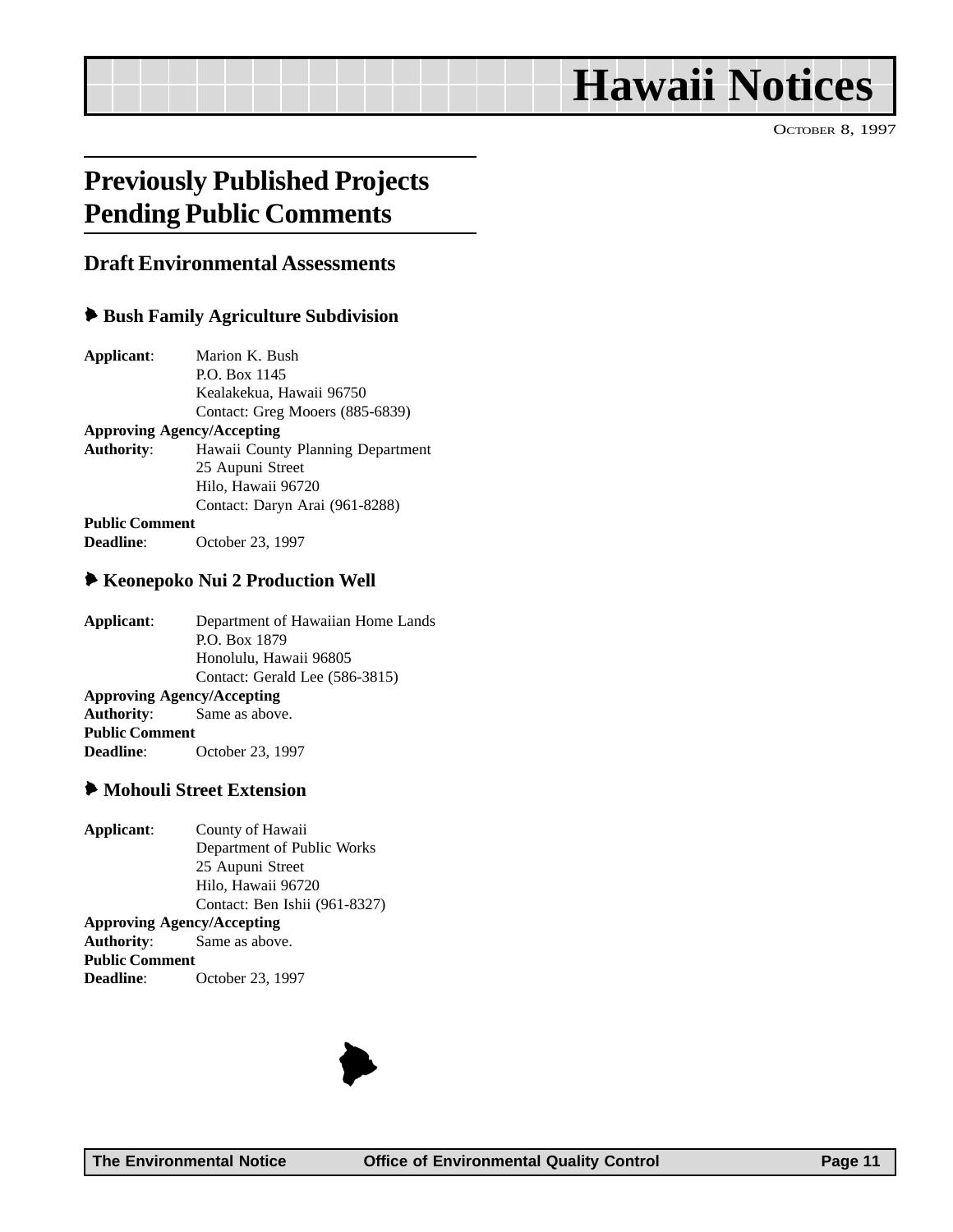# Hawaii Notices

October 8, 1997

## Previously Published Projects Pending Public Comments

### Draft Environmental Assessments

#### Bush Family Agriculture Subdivision

**Applicant**: Marion K. Bush
P.O. Box 1145
Kealakekua, Hawaii 96750
Contact: Greg Mooers (885-6839)

**Approving Agency/Accepting Authority**: Hawaii County Planning Department
25 Aupuni Street
Hilo, Hawaii 96720
Contact: Daryn Arai (961-8288)

**Public Comment Deadline**: October 23, 1997

#### Keonepoko Nui 2 Production Well

**Applicant**: Department of Hawaiian Home Lands
P.O. Box 1879
Honolulu, Hawaii 96805
Contact: Gerald Lee (586-3815)

**Approving Agency/Accepting Authority**: Same as above.

**Public Comment Deadline**: October 23, 1997

#### Mohouli Street Extension

**Applicant**: County of Hawaii
Department of Public Works
25 Aupuni Street
Hilo, Hawaii 96720
Contact: Ben Ishii (961-8327)

**Approving Agency/Accepting Authority**: Same as above.

**Public Comment Deadline**: October 23, 1997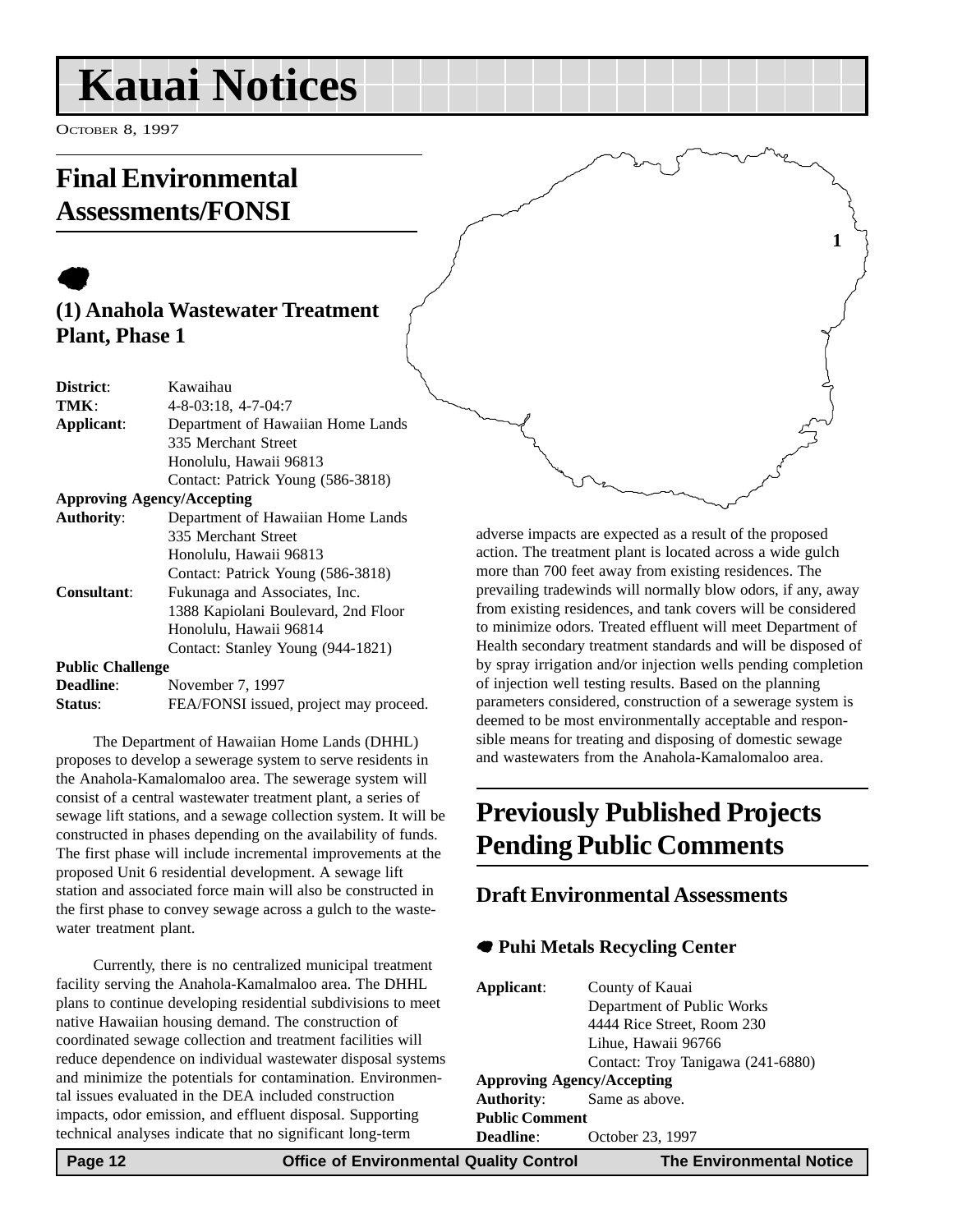# Kauai Notices

OCTOBER 8, 1997

## Final Environmental Assessments/FONSI

### (1) Anahola Wastewater Treatment Plant, Phase 1

**District**: Kawaihau
**TMK**: 4-8-03:18, 4-7-04:7
**Applicant**: Department of Hawaiian Home Lands
335 Merchant Street
Honolulu, Hawaii 96813
Contact: Patrick Young (586-3818)
**Approving Agency/Accepting Authority**: Department of Hawaiian Home Lands
335 Merchant Street
Honolulu, Hawaii 96813
Contact: Patrick Young (586-3818)
**Consultant**: Fukunaga and Associates, Inc.
1388 Kapiolani Boulevard, 2nd Floor
Honolulu, Hawaii 96814
Contact: Stanley Young (944-1821)
**Public Challenge Deadline**: November 7, 1997
**Status**: FEA/FONSI issued, project may proceed.

The Department of Hawaiian Home Lands (DHHL) proposes to develop a sewerage system to serve residents in the Anahola-Kamalomaloo area. The sewerage system will consist of a central wastewater treatment plant, a series of sewage lift stations, and a sewage collection system. It will be constructed in phases depending on the availability of funds. The first phase will include incremental improvements at the proposed Unit 6 residential development. A sewage lift station and associated force main will also be constructed in the first phase to convey sewage across a gulch to the wastewater treatment plant.

Currently, there is no centralized municipal treatment facility serving the Anahola-Kamalmaloo area. The DHHL plans to continue developing residential subdivisions to meet native Hawaiian housing demand. The construction of coordinated sewage collection and treatment facilities will reduce dependence on individual wastewater disposal systems and minimize the potentials for contamination. Environmental issues evaluated in the DEA included construction impacts, odor emission, and effluent disposal. Supporting technical analyses indicate that no significant long-term adverse impacts are expected as a result of the proposed action. The treatment plant is located across a wide gulch more than 700 feet away from existing residences. The prevailing tradewinds will normally blow odors, if any, away from existing residences, and tank covers will be considered to minimize odors. Treated effluent will meet Department of Health secondary treatment standards and will be disposed of by spray irrigation and/or injection wells pending completion of injection well testing results. Based on the planning parameters considered, construction of a sewerage system is deemed to be most environmentally acceptable and responsible means for treating and disposing of domestic sewage and wastewaters from the Anahola-Kamalomaloo area.

## Previously Published Projects Pending Public Comments

### Draft Environmental Assessments

#### Puhi Metals Recycling Center

**Applicant**: County of Kauai
Department of Public Works
4444 Rice Street, Room 230
Lihue, Hawaii 96766
Contact: Troy Tanigawa (241-6880)
**Approving Agency/Accepting Authority**: Same as above.
**Public Comment Deadline**: October 23, 1997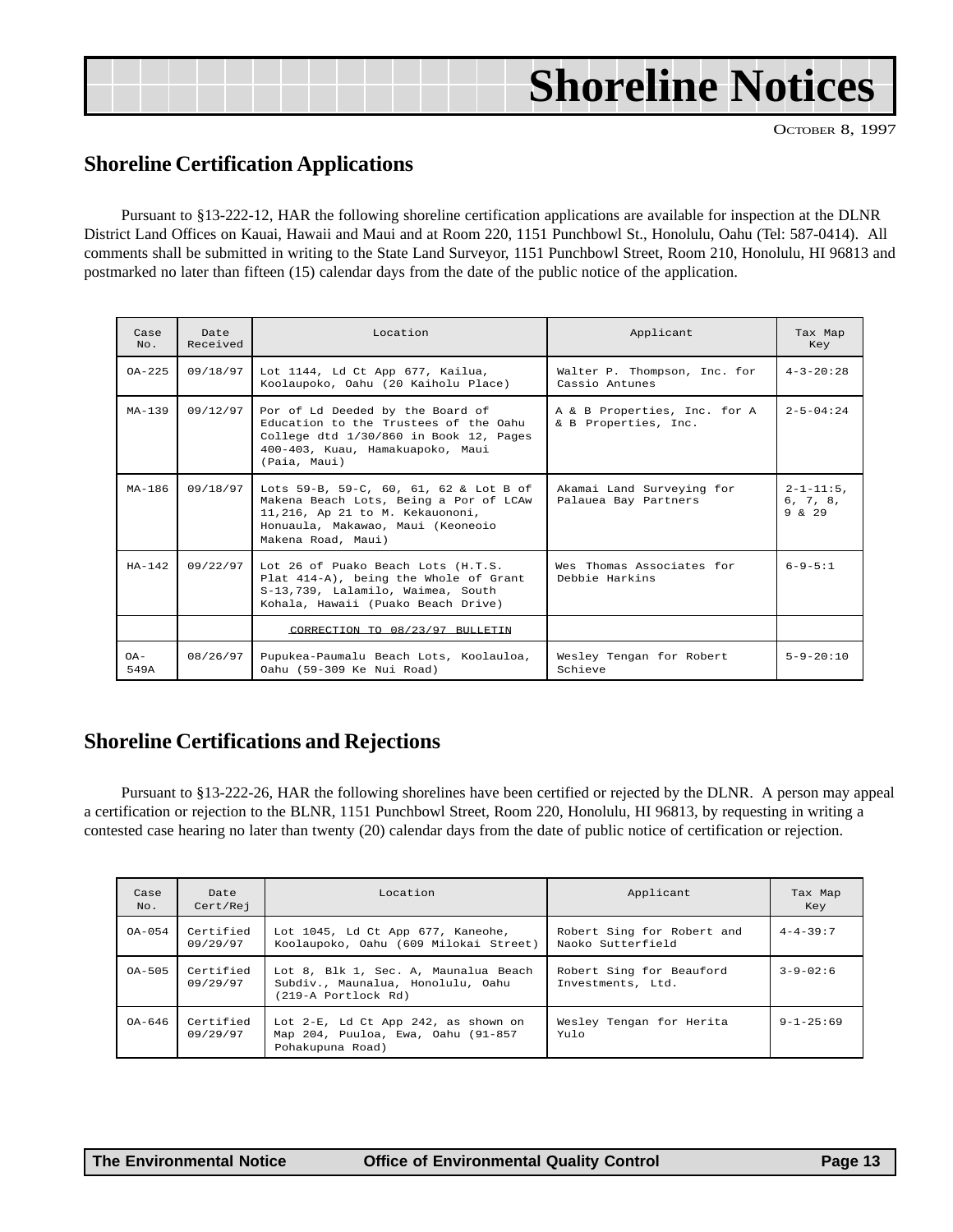# Shoreline Notices

October 8, 1997

## Shoreline Certification Applications

Pursuant to §13-222-12, HAR the following shoreline certification applications are available for inspection at the DLNR District Land Offices on Kauai, Hawaii and Maui and at Room 220, 1151 Punchbowl St., Honolulu, Oahu (Tel: 587-0414). All comments shall be submitted in writing to the State Land Surveyor, 1151 Punchbowl Street, Room 210, Honolulu, HI 96813 and postmarked no later than fifteen (15) calendar days from the date of the public notice of the application.

| Case No. | Date Received | Location | Applicant | Tax Map Key |
|---|---|---|---|---|
| OA-225 | 09/18/97 | Lot 1144, Ld Ct App 677, Kailua, Koolaupoko, Oahu (20 Kaiholu Place) | Walter P. Thompson, Inc. for Cassio Antunes | 4-3-20:28 |
| MA-139 | 09/12/97 | Por of Ld Deeded by the Board of Education to the Trustees of the Oahu College dtd 1/30/860 in Book 12, Pages 400-403, Kuau, Hamakuapoko, Maui (Paia, Maui) | A & B Properties, Inc. for A & B Properties, Inc. | 2-5-04:24 |
| MA-186 | 09/18/97 | Lots 59-B, 59-C, 60, 61, 62 & Lot B of Makena Beach Lots, Being a Por of LCAw 11,216, Ap 21 to M. Kekauononi, Honuaula, Makawao, Maui (Keoneoio Makena Road, Maui) | Akamai Land Surveying for Palauea Bay Partners | 2-1-11:5, 6, 7, 8, 9 & 29 |
| HA-142 | 09/22/97 | Lot 26 of Puako Beach Lots (H.T.S. Plat 414-A), being the Whole of Grant S-13,739, Lalamilo, Waimea, South Kohala, Hawaii (Puako Beach Drive) | Wes Thomas Associates for Debbie Harkins | 6-9-5:1 |
| | | CORRECTION TO 08/23/97 BULLETIN | | |
| OA-549A | 08/26/97 | Pupukea-Paumalu Beach Lots, Koolauloa, Oahu (59-309 Ke Nui Road) | Wesley Tengan for Robert Schieve | 5-9-20:10 |

## Shoreline Certifications and Rejections

Pursuant to §13-222-26, HAR the following shorelines have been certified or rejected by the DLNR. A person may appeal a certification or rejection to the BLNR, 1151 Punchbowl Street, Room 220, Honolulu, HI 96813, by requesting in writing a contested case hearing no later than twenty (20) calendar days from the date of public notice of certification or rejection.

| Case No. | Date Cert/Rej | Location | Applicant | Tax Map Key |
|---|---|---|---|---|
| OA-054 | Certified 09/29/97 | Lot 1045, Ld Ct App 677, Kaneohe, Koolaupoko, Oahu (609 Milokai Street) | Robert Sing for Robert and Naoko Sutterfield | 4-4-39:7 |
| OA-505 | Certified 09/29/97 | Lot 8, Blk 1, Sec. A, Maunalua Beach Subdiv., Maunalua, Honolulu, Oahu (219-A Portlock Rd) | Robert Sing for Beauford Investments, Ltd. | 3-9-02:6 |
| OA-646 | Certified 09/29/97 | Lot 2-E, Ld Ct App 242, as shown on Map 204, Puuloa, Ewa, Oahu (91-857 Pohakupuna Road) | Wesley Tengan for Herita Yulo | 9-1-25:69 |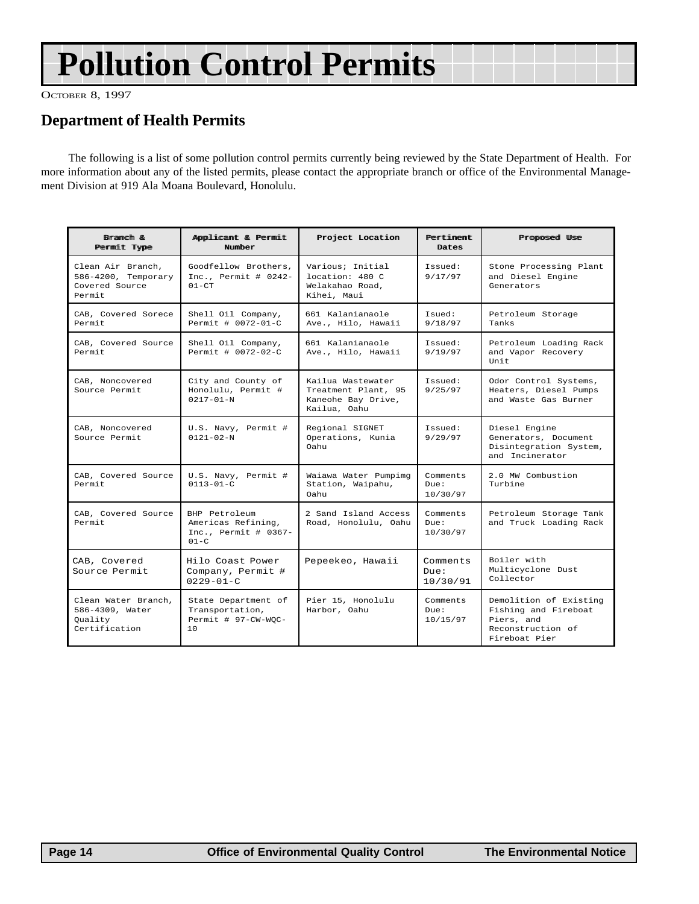# Pollution Control Permits

OCTOBER 8, 1997

## Department of Health Permits

The following is a list of some pollution control permits currently being reviewed by the State Department of Health. For more information about any of the listed permits, please contact the appropriate branch or office of the Environmental Management Division at 919 Ala Moana Boulevard, Honolulu.

| Branch & Permit Type | Applicant & Permit Number | Project Location | Pertinent Dates | Proposed Use |
|---|---|---|---|---|
| Clean Air Branch, 586-4200, Temporary Covered Source Permit | Goodfellow Brothers, Inc., Permit # 0242-01-CT | Various; Initial location: 480 C Welakahao Road, Kihei, Maui | Issued: 9/17/97 | Stone Processing Plant and Diesel Engine Generators |
| CAB, Covered Sorece Permit | Shell Oil Company, Permit # 0072-01-C | 661 Kalanianaole Ave., Hilo, Hawaii | Isued: 9/18/97 | Petroleum Storage Tanks |
| CAB, Covered Source Permit | Shell Oil Company, Permit # 0072-02-C | 661 Kalanianaole Ave., Hilo, Hawaii | Issued: 9/19/97 | Petroleum Loading Rack and Vapor Recovery Unit |
| CAB, Noncovered Source Permit | City and County of Honolulu, Permit # 0217-01-N | Kailua Wastewater Treatment Plant, 95 Kaneohe Bay Drive, Kailua, Oahu | Issued: 9/25/97 | Odor Control Systems, Heaters, Diesel Pumps and Waste Gas Burner |
| CAB, Noncovered Source Permit | U.S. Navy, Permit # 0121-02-N | Regional SIGNET Operations, Kunia Oahu | Issued: 9/29/97 | Diesel Engine Generators, Document Disintegration System, and Incinerator |
| CAB, Covered Source Permit | U.S. Navy, Permit # 0113-01-C | Waiawa Water Pumpimg Station, Waipahu, Oahu | Comments Due: 10/30/97 | 2.0 MW Combustion Turbine |
| CAB, Covered Source Permit | BHP Petroleum Americas Refining, Inc., Permit # 0367-01-C | 2 Sand Island Access Road, Honolulu, Oahu | Comments Due: 10/30/97 | Petroleum Storage Tank and Truck Loading Rack |
| CAB, Covered Source Permit | Hilo Coast Power Company, Permit # 0229-01-C | Pepeekeo, Hawaii | Comments Due: 10/30/91 | Boiler with Multicyclone Dust Collector |
| Clean Water Branch, 586-4309, Water Quality Certification | State Department of Transportation, Permit # 97-CW-WQC-10 | Pier 15, Honolulu Harbor, Oahu | Comments Due: 10/15/97 | Demolition of Existing Fishing and Fireboat Piers, and Reconstruction of Fireboat Pier |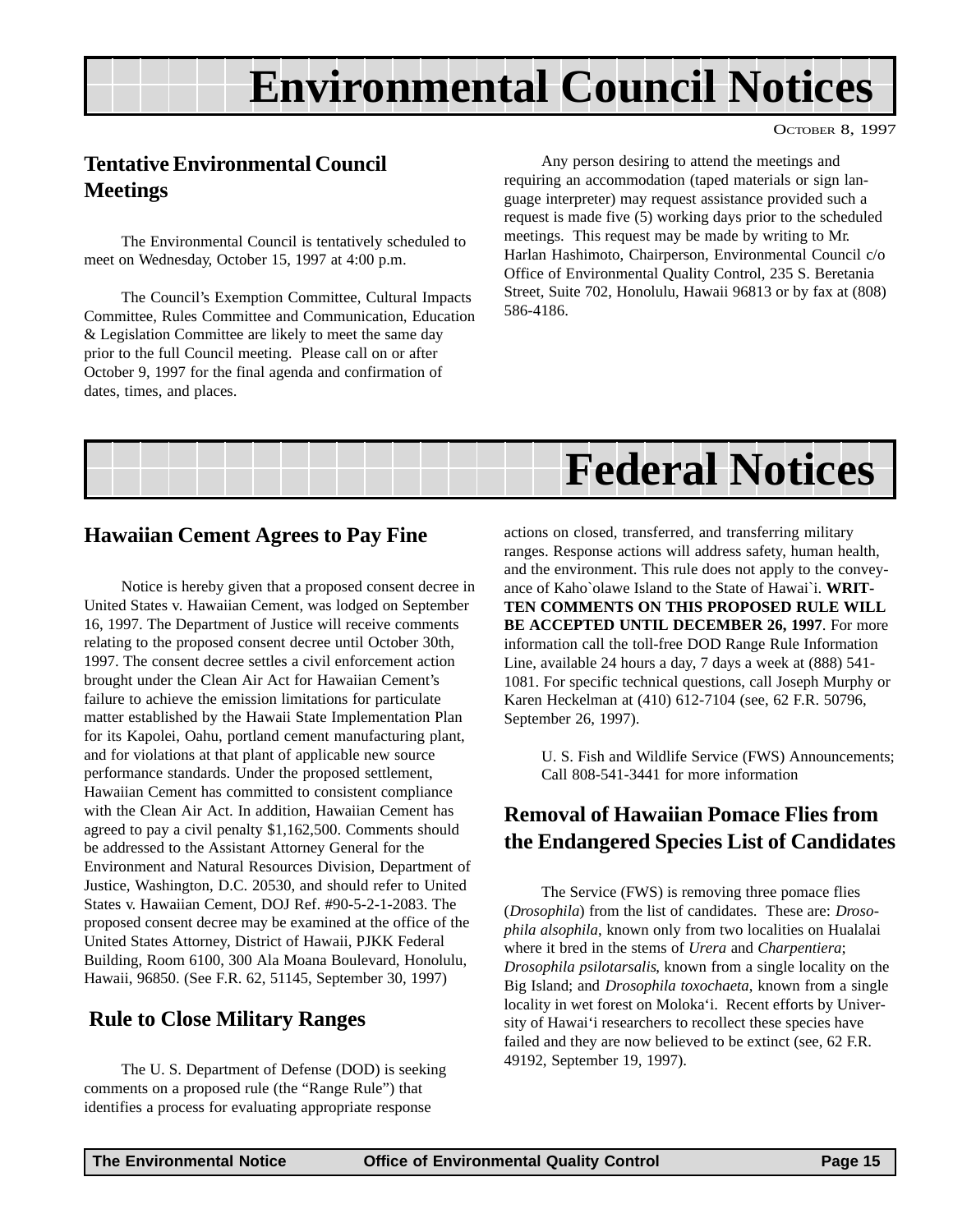# Environmental Council Notices

OCTOBER 8, 1997

## Tentative Environmental Council Meetings

The Environmental Council is tentatively scheduled to meet on Wednesday, October 15, 1997 at 4:00 p.m.

The Council's Exemption Committee, Cultural Impacts Committee, Rules Committee and Communication, Education & Legislation Committee are likely to meet the same day prior to the full Council meeting. Please call on or after October 9, 1997 for the final agenda and confirmation of dates, times, and places.

Any person desiring to attend the meetings and requiring an accommodation (taped materials or sign language interpreter) may request assistance provided such a request is made five (5) working days prior to the scheduled meetings. This request may be made by writing to Mr. Harlan Hashimoto, Chairperson, Environmental Council c/o Office of Environmental Quality Control, 235 S. Beretania Street, Suite 702, Honolulu, Hawaii 96813 or by fax at (808) 586-4186.

# Federal Notices

## Hawaiian Cement Agrees to Pay Fine

Notice is hereby given that a proposed consent decree in United States v. Hawaiian Cement, was lodged on September 16, 1997. The Department of Justice will receive comments relating to the proposed consent decree until October 30th, 1997. The consent decree settles a civil enforcement action brought under the Clean Air Act for Hawaiian Cement's failure to achieve the emission limitations for particulate matter established by the Hawaii State Implementation Plan for its Kapolei, Oahu, portland cement manufacturing plant, and for violations at that plant of applicable new source performance standards. Under the proposed settlement, Hawaiian Cement has committed to consistent compliance with the Clean Air Act. In addition, Hawaiian Cement has agreed to pay a civil penalty $1,162,500. Comments should be addressed to the Assistant Attorney General for the Environment and Natural Resources Division, Department of Justice, Washington, D.C. 20530, and should refer to United States v. Hawaiian Cement, DOJ Ref. #90-5-2-1-2083. The proposed consent decree may be examined at the office of the United States Attorney, District of Hawaii, PJKK Federal Building, Room 6100, 300 Ala Moana Boulevard, Honolulu, Hawaii, 96850. (See F.R. 62, 51145, September 30, 1997)

## Rule to Close Military Ranges

The U. S. Department of Defense (DOD) is seeking comments on a proposed rule (the "Range Rule") that identifies a process for evaluating appropriate response actions on closed, transferred, and transferring military ranges. Response actions will address safety, human health, and the environment. This rule does not apply to the conveyance of Kaho`olawe Island to the State of Hawai`i. **WRITTEN COMMENTS ON THIS PROPOSED RULE WILL BE ACCEPTED UNTIL DECEMBER 26, 1997**. For more information call the toll-free DOD Range Rule Information Line, available 24 hours a day, 7 days a week at (888) 541-1081. For specific technical questions, call Joseph Murphy or Karen Heckelman at (410) 612-7104 (see, 62 F.R. 50796, September 26, 1997).

U. S. Fish and Wildlife Service (FWS) Announcements; Call 808-541-3441 for more information

## Removal of Hawaiian Pomace Flies from the Endangered Species List of Candidates

The Service (FWS) is removing three pomace flies (*Drosophila*) from the list of candidates. These are: *Drosophila alsophila*, known only from two localities on Hualalai where it bred in the stems of *Urera* and *Charpentiera*; *Drosophila psilotarsalis*, known from a single locality on the Big Island; and *Drosophila toxochaeta*, known from a single locality in wet forest on Moloka'i. Recent efforts by University of Hawai'i researchers to recollect these species have failed and they are now believed to be extinct (see, 62 F.R. 49192, September 19, 1997).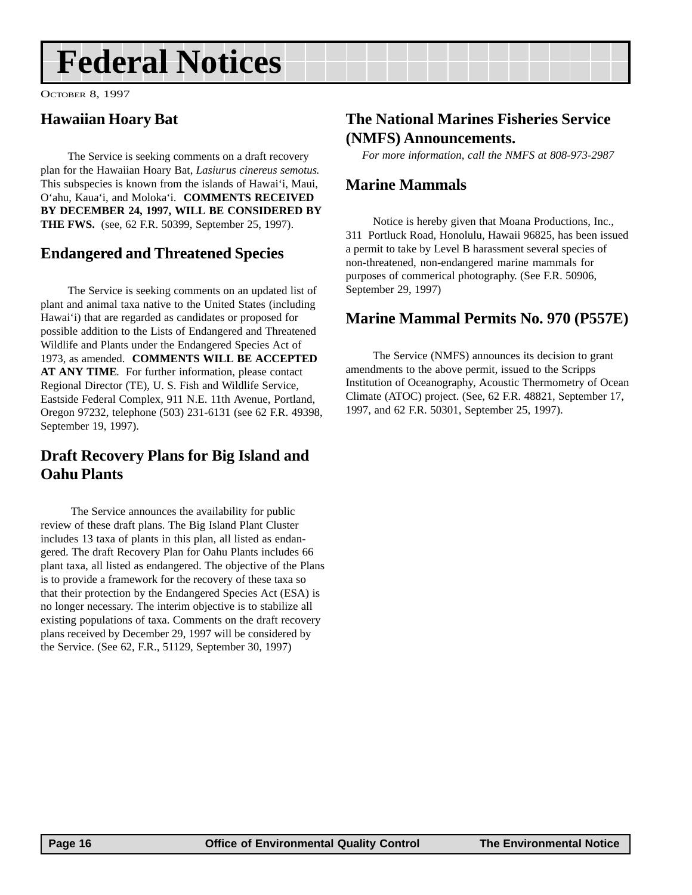# Federal Notices

October 8, 1997

## Hawaiian Hoary Bat

The Service is seeking comments on a draft recovery plan for the Hawaiian Hoary Bat, *Lasiurus cinereus semotus*. This subspecies is known from the islands of Hawai‘i, Maui, O‘ahu, Kaua‘i, and Moloka‘i. **COMMENTS RECEIVED BY DECEMBER 24, 1997, WILL BE CONSIDERED BY THE FWS.** (see, 62 F.R. 50399, September 25, 1997).

## Endangered and Threatened Species

The Service is seeking comments on an updated list of plant and animal taxa native to the United States (including Hawai‘i) that are regarded as candidates or proposed for possible addition to the Lists of Endangered and Threatened Wildlife and Plants under the Endangered Species Act of 1973, as amended. **COMMENTS WILL BE ACCEPTED AT ANY TIME**. For further information, please contact Regional Director (TE), U. S. Fish and Wildlife Service, Eastside Federal Complex, 911 N.E. 11th Avenue, Portland, Oregon 97232, telephone (503) 231-6131 (see 62 F.R. 49398, September 19, 1997).

## Draft Recovery Plans for Big Island and Oahu Plants

The Service announces the availability for public review of these draft plans. The Big Island Plant Cluster includes 13 taxa of plants in this plan, all listed as endangered. The draft Recovery Plan for Oahu Plants includes 66 plant taxa, all listed as endangered. The objective of the Plans is to provide a framework for the recovery of these taxa so that their protection by the Endangered Species Act (ESA) is no longer necessary. The interim objective is to stabilize all existing populations of taxa. Comments on the draft recovery plans received by December 29, 1997 will be considered by the Service. (See 62, F.R., 51129, September 30, 1997)

## The National Marines Fisheries Service (NMFS) Announcements.

*For more information, call the NMFS at 808-973-2987*

## Marine Mammals

Notice is hereby given that Moana Productions, Inc., 311 Portluck Road, Honolulu, Hawaii 96825, has been issued a permit to take by Level B harassment several species of non-threatened, non-endangered marine mammals for purposes of commerical photography. (See F.R. 50906, September 29, 1997)

## Marine Mammal Permits No. 970 (P557E)

The Service (NMFS) announces its decision to grant amendments to the above permit, issued to the Scripps Institution of Oceanography, Acoustic Thermometry of Ocean Climate (ATOC) project. (See, 62 F.R. 48821, September 17, 1997, and 62 F.R. 50301, September 25, 1997).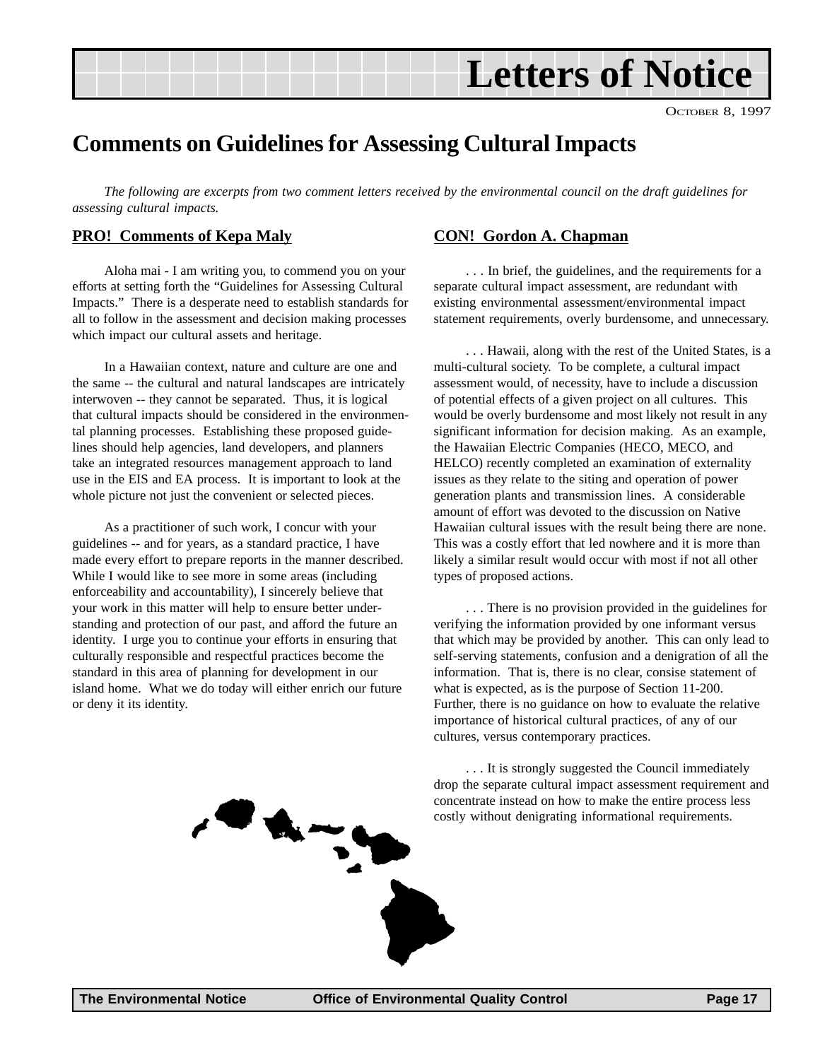# Letters of Notice

OCTOBER 8, 1997

## Comments on Guidelines for Assessing Cultural Impacts

*The following are excerpts from two comment letters received by the environmental council on the draft guidelines for assessing cultural impacts.*

### PRO! Comments of Kepa Maly

Aloha mai - I am writing you, to commend you on your efforts at setting forth the "Guidelines for Assessing Cultural Impacts." There is a desperate need to establish standards for all to follow in the assessment and decision making processes which impact our cultural assets and heritage.

In a Hawaiian context, nature and culture are one and the same -- the cultural and natural landscapes are intricately interwoven -- they cannot be separated. Thus, it is logical that cultural impacts should be considered in the environmental planning processes. Establishing these proposed guidelines should help agencies, land developers, and planners take an integrated resources management approach to land use in the EIS and EA process. It is important to look at the whole picture not just the convenient or selected pieces.

As a practitioner of such work, I concur with your guidelines -- and for years, as a standard practice, I have made every effort to prepare reports in the manner described. While I would like to see more in some areas (including enforceability and accountability), I sincerely believe that your work in this matter will help to ensure better understanding and protection of our past, and afford the future an identity. I urge you to continue your efforts in ensuring that culturally responsible and respectful practices become the standard in this area of planning for development in our island home. What we do today will either enrich our future or deny it its identity.

### CON! Gordon A. Chapman

. . . In brief, the guidelines, and the requirements for a separate cultural impact assessment, are redundant with existing environmental assessment/environmental impact statement requirements, overly burdensome, and unnecessary.

. . . Hawaii, along with the rest of the United States, is a multi-cultural society. To be complete, a cultural impact assessment would, of necessity, have to include a discussion of potential effects of a given project on all cultures. This would be overly burdensome and most likely not result in any significant information for decision making. As an example, the Hawaiian Electric Companies (HECO, MECO, and HELCO) recently completed an examination of externality issues as they relate to the siting and operation of power generation plants and transmission lines. A considerable amount of effort was devoted to the discussion on Native Hawaiian cultural issues with the result being there are none. This was a costly effort that led nowhere and it is more than likely a similar result would occur with most if not all other types of proposed actions.

. . . There is no provision provided in the guidelines for verifying the information provided by one informant versus that which may be provided by another. This can only lead to self-serving statements, confusion and a denigration of all the information. That is, there is no clear, consise statement of what is expected, as is the purpose of Section 11-200. Further, there is no guidance on how to evaluate the relative importance of historical cultural practices, of any of our cultures, versus contemporary practices.

. . . It is strongly suggested the Council immediately drop the separate cultural impact assessment requirement and concentrate instead on how to make the entire process less costly without denigrating informational requirements.